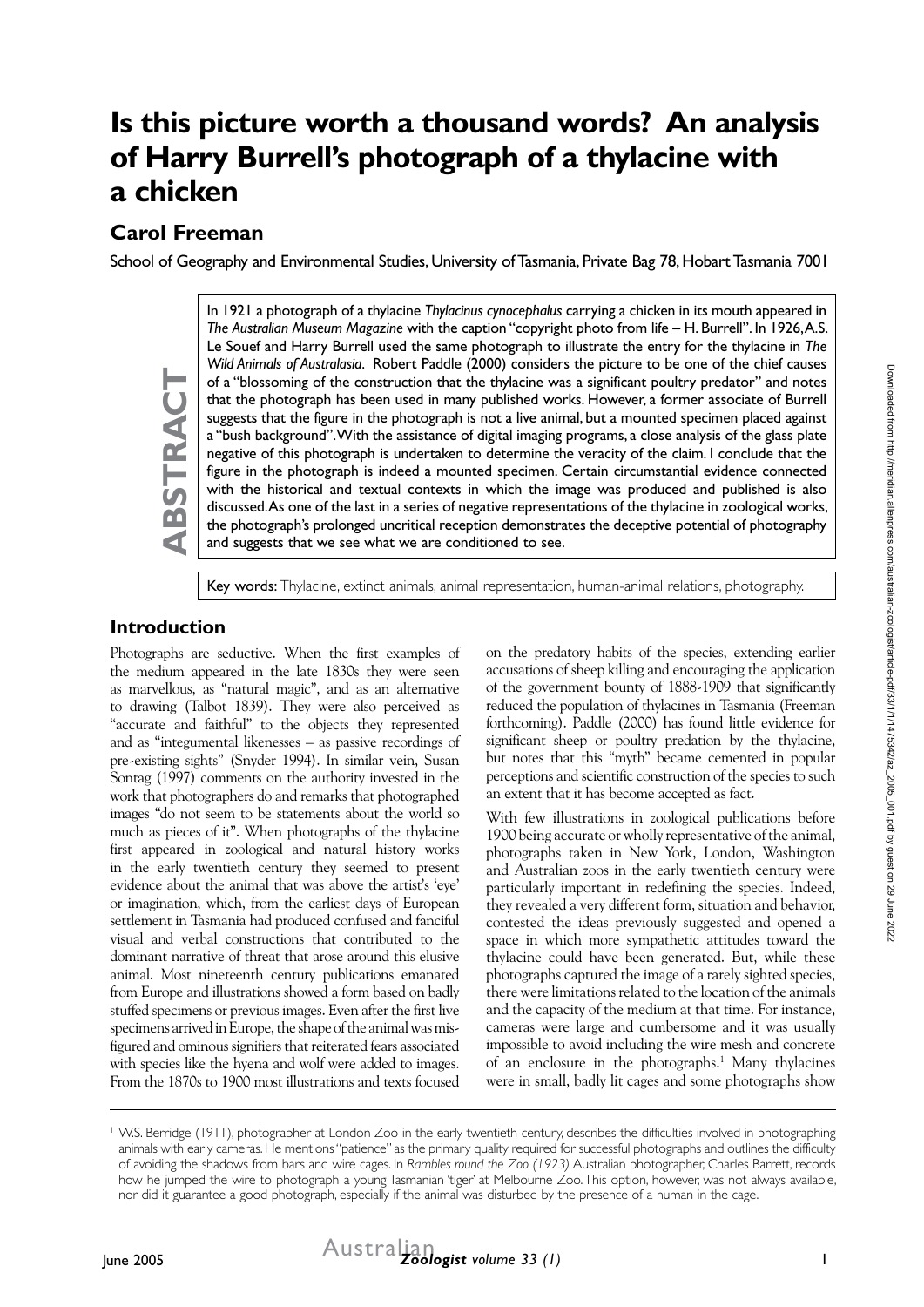# Is this picture worth a thousand words? An analysis of Harry Burrell's photograph of a thylacine with a chicken

## Carol Freeman

School of Geography and Environmental Studies, University of Tasmania, Private Bag 78, Hobart Tasmania 7001

**ABSTRACT**

In 1921 a photograph of a thylacine *Thylacinus cynocephalus* carrying a chicken in its mouth appeared in *The Australian Museum Magazine* with the caption "copyright photo from life – H. Burrell". In 1926, A.S. Le Souef and Harry Burrell used the same photograph to illustrate the entry for the thylacine in *The Wild Animals of Australasia*. Robert Paddle (2000) considers the picture to be one of the chief causes of a "blossoming of the construction that the thylacine was a significant poultry predator" and notes that the photograph has been used in many published works. However, a former associate of Burrell suggests that the figure in the photograph is not a live animal, but a mounted specimen placed against a "bush background". With the assistance of digital imaging programs, a close analysis of the glass plate negative of this photograph is undertaken to determine the veracity of the claim. I conclude that the figure in the photograph is indeed a mounted specimen. Certain circumstantial evidence connected with the historical and textual contexts in which the image was produced and published is also discussed. As one of the last in a series of negative representations of the thylacine in zoological works, the photograph's prolonged uncritical reception demonstrates the deceptive potential of photography and suggests that we see what we are conditioned to see.

**Key words:** Thylacine, extinct animals, animal representation, human-animal relations, photography.

## Introduction

Photographs are seductive. When the first examples of the medium appeared in the late 1830s they were seen as marvellous, as "natural magic", and as an alternative to drawing (Talbot 1839). They were also perceived as "accurate and faithful" to the objects they represented and as "integumental likenesses – as passive recordings of pre-existing sights" (Snyder 1994). In similar vein, Susan Sontag (1997) comments on the authority invested in the work that photographers do and remarks that photographed images "do not seem to be statements about the world so much as pieces of it". When photographs of the thylacine first appeared in zoological and natural history works in the early twentieth century they seemed to present evidence about the animal that was above the artist's 'eye' or imagination, which, from the earliest days of European settlement in Tasmania had produced confused and fanciful visual and verbal constructions that contributed to the dominant narrative of threat that arose around this elusive animal. Most nineteenth century publications emanated from Europe and illustrations showed a form based on badly stuffed specimens or previous images. Even after the first live specimens arrived in Europe, the shape of the animal was misfigured and ominous signifiers that reiterated fears associated with species like the hyena and wolf were added to images. From the 1870s to 1900 most illustrations and texts focused on the predatory habits of the species, extending earlier accusations of sheep killing and encouraging the application of the government bounty of 1888-1909 that significantly reduced the population of thylacines in Tasmania (Freeman forthcoming). Paddle (2000) has found little evidence for significant sheep or poultry predation by the thylacine, but notes that this "myth" became cemented in popular perceptions and scientific construction of the species to such an extent that it has become accepted as fact.

With few illustrations in zoological publications before 1900 being accurate or wholly representative of the animal, photographs taken in New York, London, Washington and Australian zoos in the early twentieth century were particularly important in redefining the species. Indeed, they revealed a very different form, situation and behavior, contested the ideas previously suggested and opened a space in which more sympathetic attitudes toward the thylacine could have been generated. But, while these photographs captured the image of a rarely sighted species, there were limitations related to the location of the animals and the capacity of the medium at that time. For instance, cameras were large and cumbersome and it was usually impossible to avoid including the wire mesh and concrete of an enclosure in the photographs.[1] Many thylacines were in small, badly lit cages and some photographs show

[1] W.S. Berridge (1911), photographer at London Zoo in the early twentieth century, describes the difficulties involved in photographing animals with early cameras. He mentions "patience" as the primary quality required for successful photographs and outlines the difficulty of avoiding the shadows from bars and wire cages. In *Rambles round the Zoo (1923)* Australian photographer, Charles Barrett, records how he jumped the wire to photograph a young Tasmanian 'tiger' at Melbourne Zoo. This option, however, was not always available, nor did it guarantee a good photograph, especially if the animal was disturbed by the presence of a human in the cage.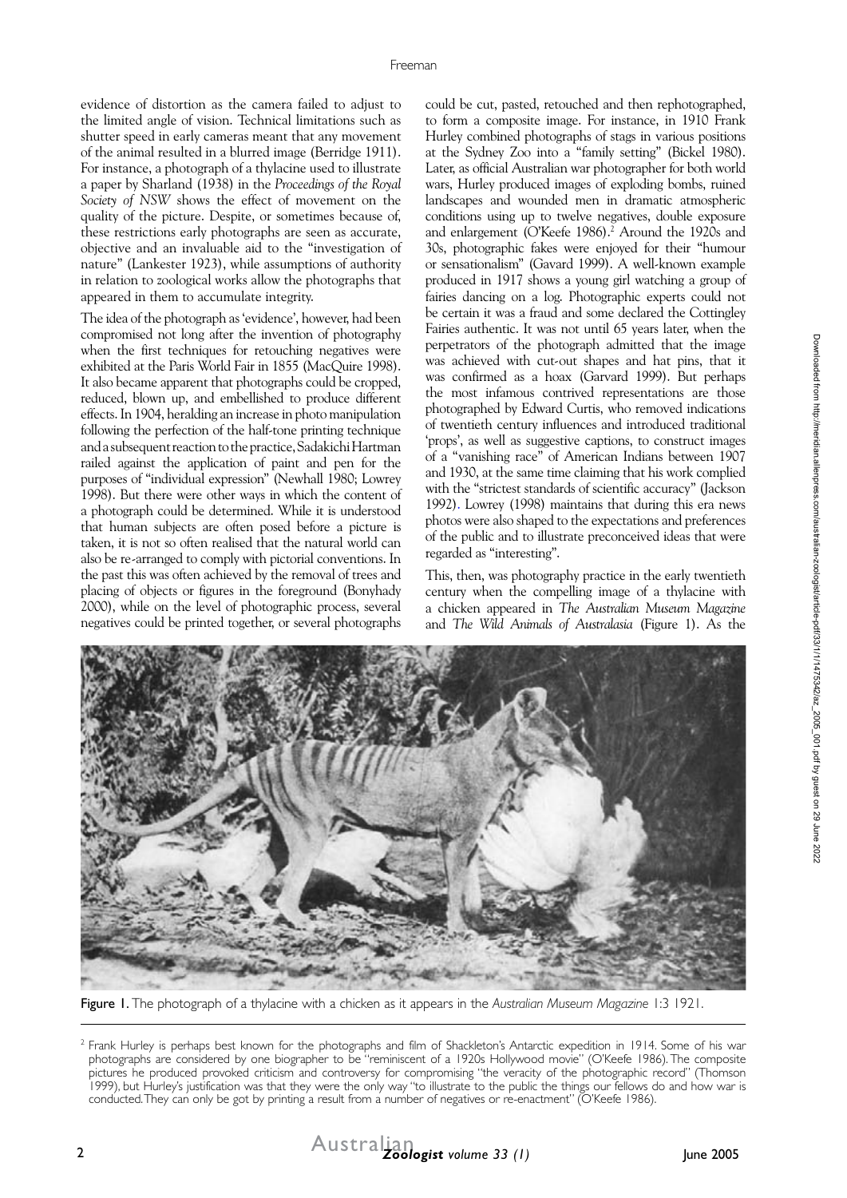evidence of distortion as the camera failed to adjust to the limited angle of vision. Technical limitations such as shutter speed in early cameras meant that any movement of the animal resulted in a blurred image (Berridge 1911). For instance, a photograph of a thylacine used to illustrate a paper by Sharland (1938) in the *Proceedings of the Royal Society of NSW* shows the effect of movement on the quality of the picture. Despite, or sometimes because of, these restrictions early photographs are seen as accurate, objective and an invaluable aid to the "investigation of nature" (Lankester 1923), while assumptions of authority in relation to zoological works allow the photographs that appeared in them to accumulate integrity.

The idea of the photograph as 'evidence', however, had been compromised not long after the invention of photography when the first techniques for retouching negatives were exhibited at the Paris World Fair in 1855 (MacQuire 1998). It also became apparent that photographs could be cropped, reduced, blown up, and embellished to produce different effects. In 1904, heralding an increase in photo manipulation following the perfection of the half-tone printing technique and a subsequent reaction to the practice, Sadakichi Hartman railed against the application of paint and pen for the purposes of "individual expression" (Newhall 1980; Lowrey 1998). But there were other ways in which the content of a photograph could be determined. While it is understood that human subjects are often posed before a picture is taken, it is not so often realised that the natural world can also be re-arranged to comply with pictorial conventions. In the past this was often achieved by the removal of trees and placing of objects or figures in the foreground (Bonyhady 2000), while on the level of photographic process, several negatives could be printed together, or several photographs could be cut, pasted, retouched and then rephotographed, to form a composite image. For instance, in 1910 Frank Hurley combined photographs of stags in various positions at the Sydney Zoo into a "family setting" (Bickel 1980). Later, as official Australian war photographer for both world wars, Hurley produced images of exploding bombs, ruined landscapes and wounded men in dramatic atmospheric conditions using up to twelve negatives, double exposure and enlargement (O'Keefe 1986).[2] Around the 1920s and 30s, photographic fakes were enjoyed for their "humour or sensationalism" (Gavard 1999). A well-known example produced in 1917 shows a young girl watching a group of fairies dancing on a log. Photographic experts could not be certain it was a fraud and some declared the Cottingley Fairies authentic. It was not until 65 years later, when the perpetrators of the photograph admitted that the image was achieved with cut-out shapes and hat pins, that it was confirmed as a hoax (Garvard 1999). But perhaps the most infamous contrived representations are those photographed by Edward Curtis, who removed indications of twentieth century influences and introduced traditional 'props', as well as suggestive captions, to construct images of a "vanishing race" of American Indians between 1907 and 1930, at the same time claiming that his work complied with the "strictest standards of scientific accuracy" (Jackson 1992). Lowrey (1998) maintains that during this era news photos were also shaped to the expectations and preferences of the public and to illustrate preconceived ideas that were regarded as "interesting".

This, then, was photography practice in the early twentieth century when the compelling image of a thylacine with a chicken appeared in *The Australian Museum Magazine* and *The Wild Animals of Australasia* (Figure 1). As the

**Figure 1.** The photograph of a thylacine with a chicken as it appears in the *Australian Museum Magazine* 1:3 1921.

[2] Frank Hurley is perhaps best known for the photographs and film of Shackleton's Antarctic expedition in 1914. Some of his war photographs are considered by one biographer to be "reminiscent of a 1920s Hollywood movie" (O'Keefe 1986). The composite pictures he produced provoked criticism and controversy for compromising "the veracity of the photographic record" (Thomson 1999), but Hurley's justification was that they were the only way "to illustrate to the public the things our fellows do and how war is conducted. They can only be got by printing a result from a number of negatives or re-enactment" (O'Keefe 1986).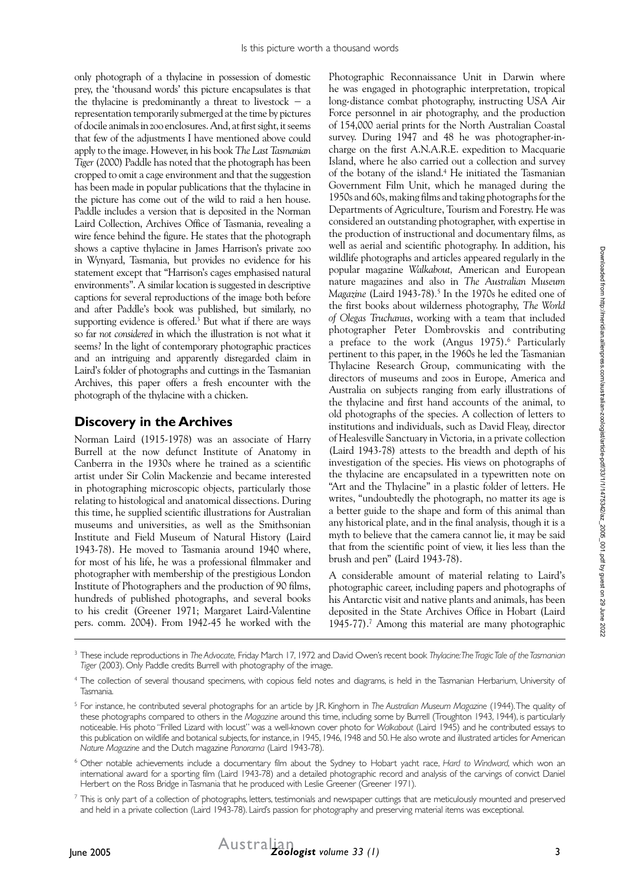only photograph of a thylacine in possession of domestic prey, the 'thousand words' this picture encapsulates is that the thylacine is predominantly a threat to livestock – a representation temporarily submerged at the time by pictures of docile animals in zoo enclosures. And, at first sight, it seems that few of the adjustments I have mentioned above could apply to the image. However, in his book *The Last Tasmanian Tiger* (2000) Paddle has noted that the photograph has been cropped to omit a cage environment and that the suggestion has been made in popular publications that the thylacine in the picture has come out of the wild to raid a hen house. Paddle includes a version that is deposited in the Norman Laird Collection, Archives Office of Tasmania, revealing a wire fence behind the figure. He states that the photograph shows a captive thylacine in James Harrison's private zoo in Wynyard, Tasmania, but provides no evidence for his statement except that "Harrison's cages emphasised natural environments". A similar location is suggested in descriptive captions for several reproductions of the image both before and after Paddle's book was published, but similarly, no supporting evidence is offered.[3] But what if there are ways so far *not considered* in which the illustration is not what it seems? In the light of contemporary photographic practices and an intriguing and apparently disregarded claim in Laird's folder of photographs and cuttings in the Tasmanian Archives, this paper offers a fresh encounter with the photograph of the thylacine with a chicken.

## Discovery in the Archives

Norman Laird (1915-1978) was an associate of Harry Burrell at the now defunct Institute of Anatomy in Canberra in the 1930s where he trained as a scientific artist under Sir Colin Mackenzie and became interested in photographing microscopic objects, particularly those relating to histological and anatomical dissections. During this time, he supplied scientific illustrations for Australian museums and universities, as well as the Smithsonian Institute and Field Museum of Natural History (Laird 1943-78). He moved to Tasmania around 1940 where, for most of his life, he was a professional filmmaker and photographer with membership of the prestigious London Institute of Photographers and the production of 90 films, hundreds of published photographs, and several books to his credit (Greener 1971; Margaret Laird-Valentine pers. comm. 2004). From 1942-45 he worked with the Photographic Reconnaissance Unit in Darwin where he was engaged in photographic interpretation, tropical long-distance combat photography, instructing USA Air Force personnel in air photography, and the production of 154,000 aerial prints for the North Australian Coastal survey. During 1947 and 48 he was photographer-in-charge on the first A.N.A.R.E. expedition to Macquarie Island, where he also carried out a collection and survey of the botany of the island.[4] He initiated the Tasmanian Government Film Unit, which he managed during the 1950s and 60s, making films and taking photographs for the Departments of Agriculture, Tourism and Forestry. He was considered an outstanding photographer, with expertise in the production of instructional and documentary films, as well as aerial and scientific photography. In addition, his wildlife photographs and articles appeared regularly in the popular magazine *Walkabout*, American and European nature magazines and also in *The Australian Museum Magazine* (Laird 1943-78).[5] In the 1970s he edited one of the first books about wilderness photography, *The World of Olegas Truchanus*, working with a team that included photographer Peter Dombrovskis and contributing a preface to the work (Angus 1975).[6] Particularly pertinent to this paper, in the 1960s he led the Tasmanian Thylacine Research Group, communicating with the directors of museums and zoos in Europe, America and Australia on subjects ranging from early illustrations of the thylacine and first hand accounts of the animal, to old photographs of the species. A collection of letters to institutions and individuals, such as David Fleay, director of Healesville Sanctuary in Victoria, in a private collection (Laird 1943-78) attests to the breadth and depth of his investigation of the species. His views on photographs of the thylacine are encapsulated in a typewritten note on "Art and the Thylacine" in a plastic folder of letters. He writes, "undoubtedly the photograph, no matter its age is a better guide to the shape and form of this animal than any historical plate, and in the final analysis, though it is a myth to believe that the camera cannot lie, it may be said that from the scientific point of view, it lies less than the brush and pen" (Laird 1943-78).

A considerable amount of material relating to Laird's photographic career, including papers and photographs of his Antarctic visit and native plants and animals, has been deposited in the State Archives Office in Hobart (Laird 1945-77).[7] Among this material are many photographic

---

[3] These include reproductions in *The Advocate*, Friday March 17, 1972 and David Owen's recent book *Thylacine: The Tragic Tale of the Tasmanian Tiger* (2003). Only Paddle credits Burrell with photography of the image.

[4] The collection of several thousand specimens, with copious field notes and diagrams, is held in the Tasmanian Herbarium, University of Tasmania.

[5] For instance, he contributed several photographs for an article by J.R. Kinghorn in *The Australian Museum Magazine* (1944). The quality of these photographs compared to others in the *Magazine* around this time, including some by Burrell (Troughton 1943, 1944), is particularly noticeable. His photo "Frilled Lizard with locust" was a well-known cover photo for *Walkabout* (Laird 1945) and he contributed essays to this publication on wildlife and botanical subjects, for instance, in 1945, 1946, 1948 and 50. He also wrote and illustrated articles for American *Nature Magazine* and the Dutch magazine *Panorama* (Laird 1943-78).

[6] Other notable achievements include a documentary film about the Sydney to Hobart yacht race, *Hard to Windward*, which won an international award for a sporting film (Laird 1943-78) and a detailed photographic record and analysis of the carvings of convict Daniel Herbert on the Ross Bridge in Tasmania that he produced with Leslie Greener (Greener 1971).

[7] This is only part of a collection of photographs, letters, testimonials and newspaper cuttings that are meticulously mounted and preserved and held in a private collection (Laird 1943-78). Laird's passion for photography and preserving material items was exceptional.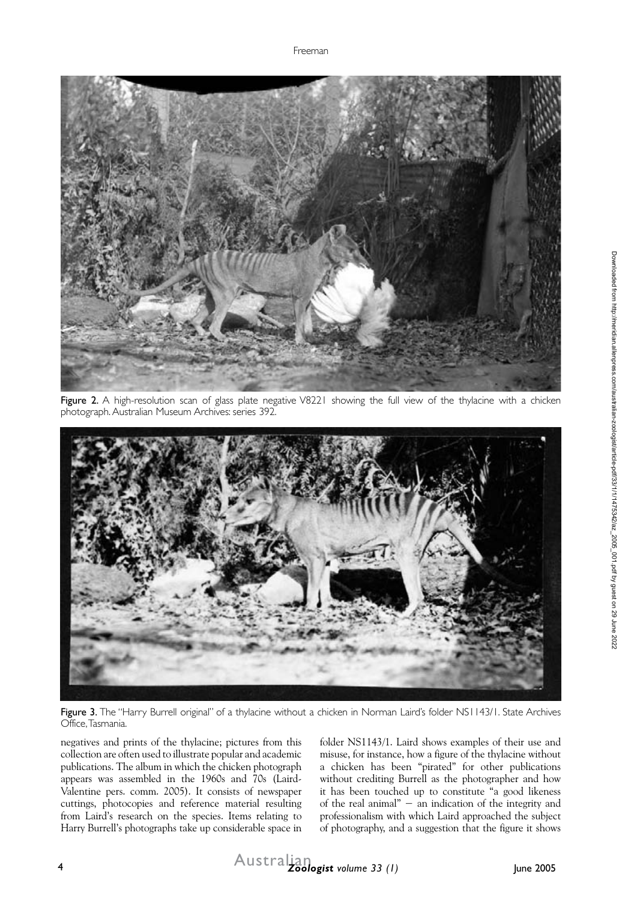Figure 2. A high-resolution scan of glass plate negative V8221 showing the full view of the thylacine with a chicken photograph. Australian Museum Archives: series 392.

Figure 3. The "Harry Burrell original" of a thylacine without a chicken in Norman Laird's folder NS1143/1. State Archives Office, Tasmania.

negatives and prints of the thylacine; pictures from this collection are often used to illustrate popular and academic publications. The album in which the chicken photograph appears was assembled in the 1960s and 70s (Laird-Valentine pers. comm. 2005). It consists of newspaper cuttings, photocopies and reference material resulting from Laird's research on the species. Items relating to Harry Burrell's photographs take up considerable space in folder NS1143/1. Laird shows examples of their use and misuse, for instance, how a figure of the thylacine without a chicken has been "pirated" for other publications without crediting Burrell as the photographer and how it has been touched up to constitute "a good likeness of the real animal" – an indication of the integrity and professionalism with which Laird approached the subject of photography, and a suggestion that the figure it shows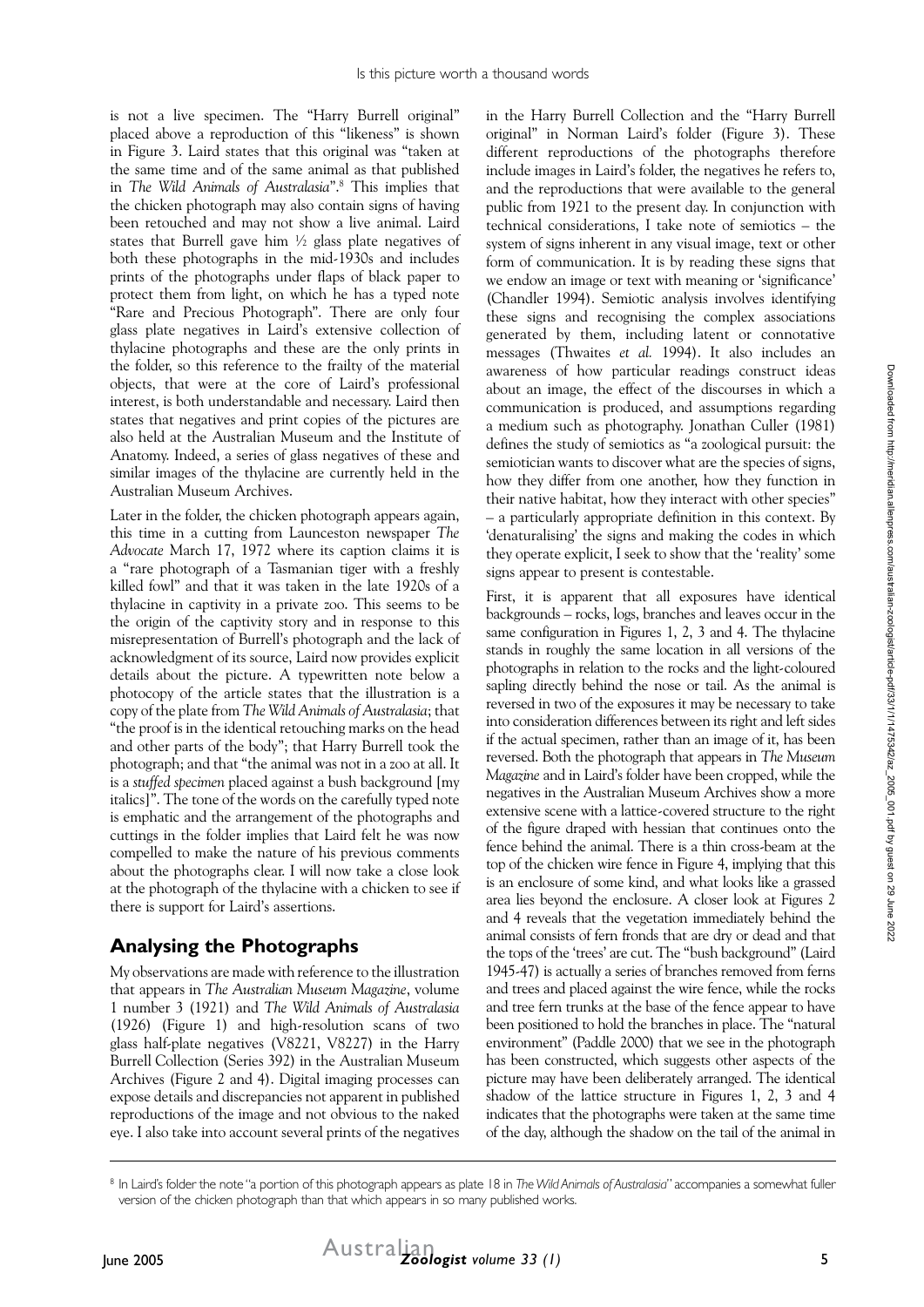is not a live specimen. The "Harry Burrell original" placed above a reproduction of this "likeness" is shown in Figure 3. Laird states that this original was "taken at the same time and of the same animal as that published in *The Wild Animals of Australasia*".[8] This implies that the chicken photograph may also contain signs of having been retouched and may not show a live animal. Laird states that Burrell gave him ½ glass plate negatives of both these photographs in the mid-1930s and includes prints of the photographs under flaps of black paper to protect them from light, on which he has a typed note "Rare and Precious Photograph". There are only four glass plate negatives in Laird's extensive collection of thylacine photographs and these are the only prints in the folder, so this reference to the frailty of the material objects, that were at the core of Laird's professional interest, is both understandable and necessary. Laird then states that negatives and print copies of the pictures are also held at the Australian Museum and the Institute of Anatomy. Indeed, a series of glass negatives of these and similar images of the thylacine are currently held in the Australian Museum Archives.

Later in the folder, the chicken photograph appears again, this time in a cutting from Launceston newspaper *The Advocate* March 17, 1972 where its caption claims it is a "rare photograph of a Tasmanian tiger with a freshly killed fowl" and that it was taken in the late 1920s of a thylacine in captivity in a private zoo. This seems to be the origin of the captivity story and in response to this misrepresentation of Burrell's photograph and the lack of acknowledgment of its source, Laird now provides explicit details about the picture. A typewritten note below a photocopy of the article states that the illustration is a copy of the plate from *The Wild Animals of Australasia*; that "the proof is in the identical retouching marks on the head and other parts of the body"; that Harry Burrell took the photograph; and that "the animal was not in a zoo at all. It is a *stuffed specimen* placed against a bush background [my italics]". The tone of the words on the carefully typed note is emphatic and the arrangement of the photographs and cuttings in the folder implies that Laird felt he was now compelled to make the nature of his previous comments about the photographs clear. I will now take a close look at the photograph of the thylacine with a chicken to see if there is support for Laird's assertions.

## Analysing the Photographs

My observations are made with reference to the illustration that appears in *The Australian Museum Magazine*, volume 1 number 3 (1921) and *The Wild Animals of Australasia* (1926) (Figure 1) and high-resolution scans of two glass half-plate negatives (V8221, V8227) in the Harry Burrell Collection (Series 392) in the Australian Museum Archives (Figure 2 and 4). Digital imaging processes can expose details and discrepancies not apparent in published reproductions of the image and not obvious to the naked eye. I also take into account several prints of the negatives in the Harry Burrell Collection and the "Harry Burrell original" in Norman Laird's folder (Figure 3). These different reproductions of the photographs therefore include images in Laird's folder, the negatives he refers to, and the reproductions that were available to the general public from 1921 to the present day. In conjunction with technical considerations, I take note of semiotics – the system of signs inherent in any visual image, text or other form of communication. It is by reading these signs that we endow an image or text with meaning or 'significance' (Chandler 1994). Semiotic analysis involves identifying these signs and recognising the complex associations generated by them, including latent or connotative messages (Thwaites *et al.* 1994). It also includes an awareness of how particular readings construct ideas about an image, the effect of the discourses in which a communication is produced, and assumptions regarding a medium such as photography. Jonathan Culler (1981) defines the study of semiotics as "a zoological pursuit: the semiotician wants to discover what are the species of signs, how they differ from one another, how they function in their native habitat, how they interact with other species" – a particularly appropriate definition in this context. By 'denaturalising' the signs and making the codes in which they operate explicit, I seek to show that the 'reality' some signs appear to present is contestable.

First, it is apparent that all exposures have identical backgrounds – rocks, logs, branches and leaves occur in the same configuration in Figures 1, 2, 3 and 4. The thylacine stands in roughly the same location in all versions of the photographs in relation to the rocks and the light-coloured sapling directly behind the nose or tail. As the animal is reversed in two of the exposures it may be necessary to take into consideration differences between its right and left sides if the actual specimen, rather than an image of it, has been reversed. Both the photograph that appears in *The Museum Magazine* and in Laird's folder have been cropped, while the negatives in the Australian Museum Archives show a more extensive scene with a lattice-covered structure to the right of the figure draped with hessian that continues onto the fence behind the animal. There is a thin cross-beam at the top of the chicken wire fence in Figure 4, implying that this is an enclosure of some kind, and what looks like a grassed area lies beyond the enclosure. A closer look at Figures 2 and 4 reveals that the vegetation immediately behind the animal consists of fern fronds that are dry or dead and that the tops of the 'trees' are cut. The "bush background" (Laird 1945-47) is actually a series of branches removed from ferns and trees and placed against the wire fence, while the rocks and tree fern trunks at the base of the fence appear to have been positioned to hold the branches in place. The "natural environment" (Paddle 2000) that we see in the photograph has been constructed, which suggests other aspects of the picture may have been deliberately arranged. The identical shadow of the lattice structure in Figures 1, 2, 3 and 4 indicates that the photographs were taken at the same time of the day, although the shadow on the tail of the animal in

[8] In Laird's folder the note "a portion of this photograph appears as plate 18 in *The Wild Animals of Australasia*" accompanies a somewhat fuller version of the chicken photograph than that which appears in so many published works.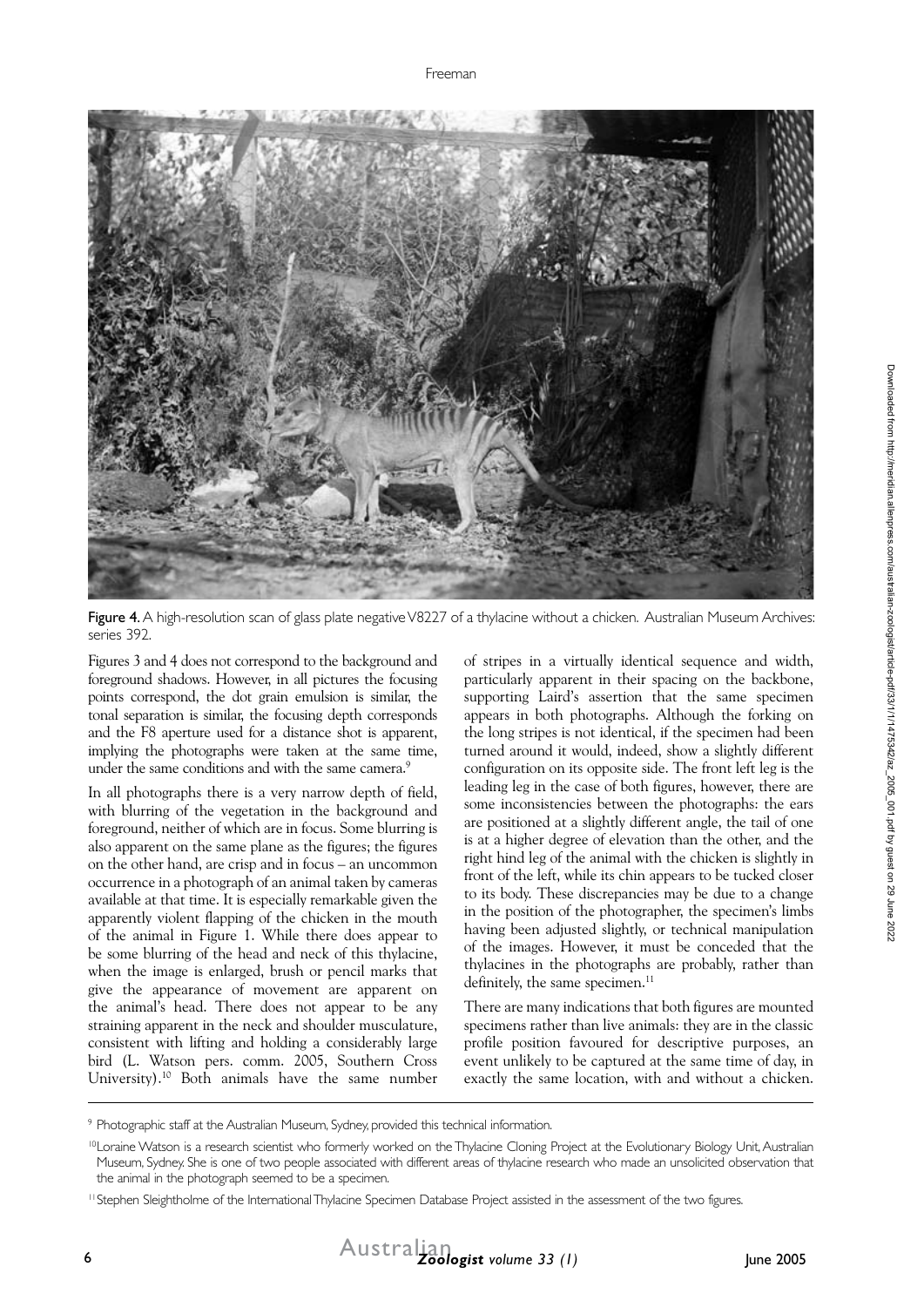Figure 4. A high-resolution scan of glass plate negative V8227 of a thylacine without a chicken. Australian Museum Archives: series 392.

Figures 3 and 4 does not correspond to the background and foreground shadows. However, in all pictures the focusing points correspond, the dot grain emulsion is similar, the tonal separation is similar, the focusing depth corresponds and the F8 aperture used for a distance shot is apparent, implying the photographs were taken at the same time, under the same conditions and with the same camera.[9]

In all photographs there is a very narrow depth of field, with blurring of the vegetation in the background and foreground, neither of which are in focus. Some blurring is also apparent on the same plane as the figures; the figures on the other hand, are crisp and in focus – an uncommon occurrence in a photograph of an animal taken by cameras available at that time. It is especially remarkable given the apparently violent flapping of the chicken in the mouth of the animal in Figure 1. While there does appear to be some blurring of the head and neck of this thylacine, when the image is enlarged, brush or pencil marks that give the appearance of movement are apparent on the animal's head. There does not appear to be any straining apparent in the neck and shoulder musculature, consistent with lifting and holding a considerably large bird (L. Watson pers. comm. 2005, Southern Cross University).[10] Both animals have the same number of stripes in a virtually identical sequence and width, particularly apparent in their spacing on the backbone, supporting Laird's assertion that the same specimen appears in both photographs. Although the forking on the long stripes is not identical, if the specimen had been turned around it would, indeed, show a slightly different configuration on its opposite side. The front left leg is the leading leg in the case of both figures, however, there are some inconsistencies between the photographs: the ears are positioned at a slightly different angle, the tail of one is at a higher degree of elevation than the other, and the right hind leg of the animal with the chicken is slightly in front of the left, while its chin appears to be tucked closer to its body. These discrepancies may be due to a change in the position of the photographer, the specimen's limbs having been adjusted slightly, or technical manipulation of the images. However, it must be conceded that the thylacines in the photographs are probably, rather than definitely, the same specimen.[11]

There are many indications that both figures are mounted specimens rather than live animals: they are in the classic profile position favoured for descriptive purposes, an event unlikely to be captured at the same time of day, in exactly the same location, with and without a chicken.

---

[9] Photographic staff at the Australian Museum, Sydney, provided this technical information.

[10] Loraine Watson is a research scientist who formerly worked on the Thylacine Cloning Project at the Evolutionary Biology Unit, Australian Museum, Sydney. She is one of two people associated with different areas of thylacine research who made an unsolicited observation that the animal in the photograph seemed to be a specimen.

[11] Stephen Sleightholme of the International Thylacine Specimen Database Project assisted in the assessment of the two figures.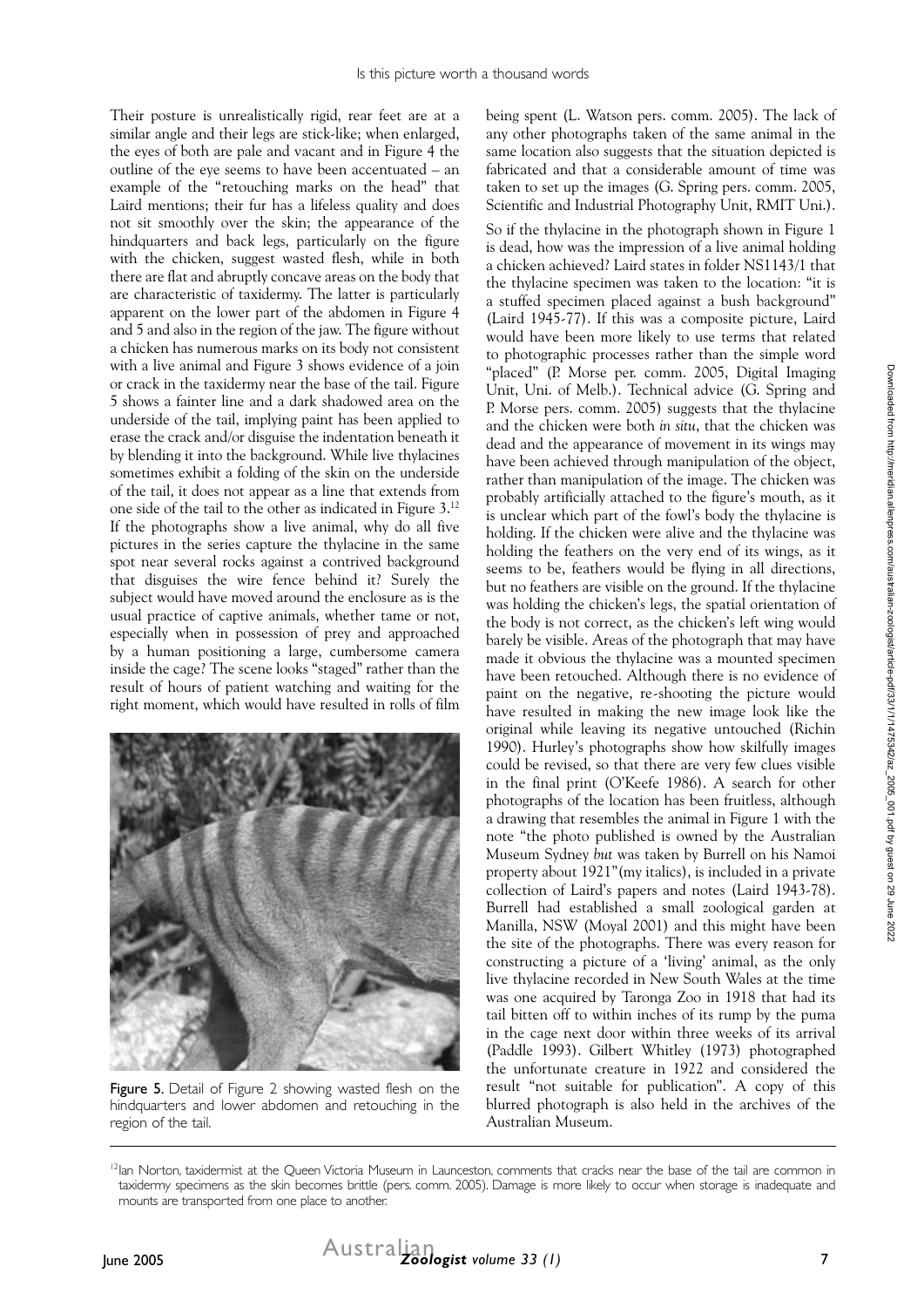Their posture is unrealistically rigid, rear feet are at a similar angle and their legs are stick-like; when enlarged, the eyes of both are pale and vacant and in Figure 4 the outline of the eye seems to have been accentuated – an example of the "retouching marks on the head" that Laird mentions; their fur has a lifeless quality and does not sit smoothly over the skin; the appearance of the hindquarters and back legs, particularly on the figure with the chicken, suggest wasted flesh, while in both there are flat and abruptly concave areas on the body that are characteristic of taxidermy. The latter is particularly apparent on the lower part of the abdomen in Figure 4 and 5 and also in the region of the jaw. The figure without a chicken has numerous marks on its body not consistent with a live animal and Figure 3 shows evidence of a join or crack in the taxidermy near the base of the tail. Figure 5 shows a fainter line and a dark shadowed area on the underside of the tail, implying paint has been applied to erase the crack and/or disguise the indentation beneath it by blending it into the background. While live thylacines sometimes exhibit a folding of the skin on the underside of the tail, it does not appear as a line that extends from one side of the tail to the other as indicated in Figure 3.[12] If the photographs show a live animal, why do all five pictures in the series capture the thylacine in the same spot near several rocks against a contrived background that disguises the wire fence behind it? Surely the subject would have moved around the enclosure as is the usual practice of captive animals, whether tame or not, especially when in possession of prey and approached by a human positioning a large, cumbersome camera inside the cage? The scene looks "staged" rather than the result of hours of patient watching and waiting for the right moment, which would have resulted in rolls of film

Figure 5. Detail of Figure 2 showing wasted flesh on the hindquarters and lower abdomen and retouching in the region of the tail.

being spent (L. Watson pers. comm. 2005). The lack of any other photographs taken of the same animal in the same location also suggests that the situation depicted is fabricated and that a considerable amount of time was taken to set up the images (G. Spring pers. comm. 2005, Scientific and Industrial Photography Unit, RMIT Uni.).

So if the thylacine in the photograph shown in Figure 1 is dead, how was the impression of a live animal holding a chicken achieved? Laird states in folder NS1143/1 that the thylacine specimen was taken to the location: "it is a stuffed specimen placed against a bush background" (Laird 1945-77). If this was a composite picture, Laird would have been more likely to use terms that related to photographic processes rather than the simple word "placed" (P. Morse per. comm. 2005, Digital Imaging Unit, Uni. of Melb.). Technical advice (G. Spring and P. Morse pers. comm. 2005) suggests that the thylacine and the chicken were both *in situ*, that the chicken was dead and the appearance of movement in its wings may have been achieved through manipulation of the object, rather than manipulation of the image. The chicken was probably artificially attached to the figure's mouth, as it is unclear which part of the fowl's body the thylacine is holding. If the chicken were alive and the thylacine was holding the feathers on the very end of its wings, as it seems to be, feathers would be flying in all directions, but no feathers are visible on the ground. If the thylacine was holding the chicken's legs, the spatial orientation of the body is not correct, as the chicken's left wing would barely be visible. Areas of the photograph that may have made it obvious the thylacine was a mounted specimen have been retouched. Although there is no evidence of paint on the negative, re-shooting the picture would have resulted in making the new image look like the original while leaving its negative untouched (Richin 1990). Hurley's photographs show how skilfully images could be revised, so that there are very few clues visible in the final print (O'Keefe 1986). A search for other photographs of the location has been fruitless, although a drawing that resembles the animal in Figure 1 with the note "the photo published is owned by the Australian Museum Sydney *but* was taken by Burrell on his Namoi property about 1921"(my italics), is included in a private collection of Laird's papers and notes (Laird 1943-78). Burrell had established a small zoological garden at Manilla, NSW (Moyal 2001) and this might have been the site of the photographs. There was every reason for constructing a picture of a 'living' animal, as the only live thylacine recorded in New South Wales at the time was one acquired by Taronga Zoo in 1918 that had its tail bitten off to within inches of its rump by the puma in the cage next door within three weeks of its arrival (Paddle 1993). Gilbert Whitley (1973) photographed the unfortunate creature in 1922 and considered the result "not suitable for publication". A copy of this blurred photograph is also held in the archives of the Australian Museum.

[12] Ian Norton, taxidermist at the Queen Victoria Museum in Launceston, comments that cracks near the base of the tail are common in taxidermy specimens as the skin becomes brittle (pers. comm. 2005). Damage is more likely to occur when storage is inadequate and mounts are transported from one place to another.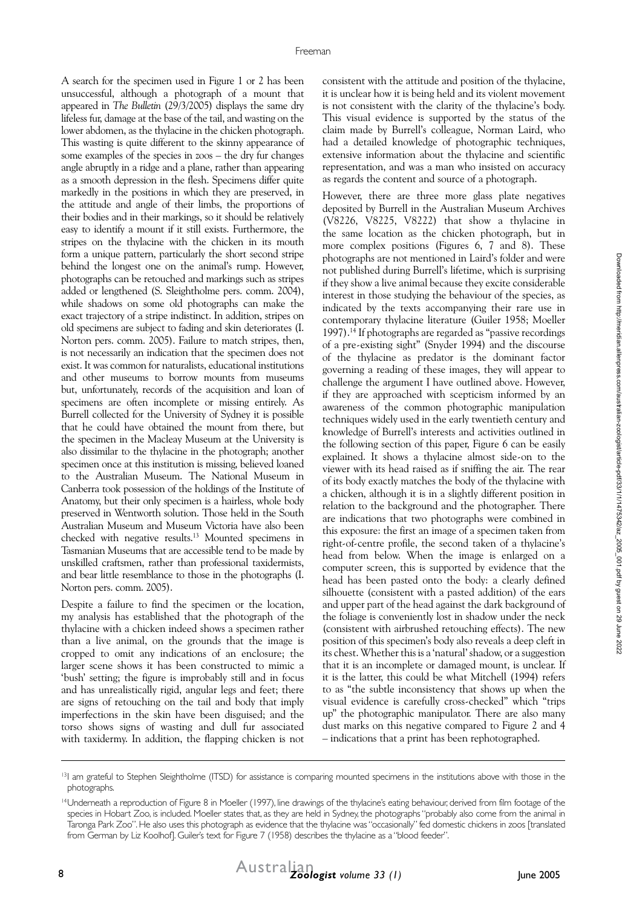A search for the specimen used in Figure 1 or 2 has been unsuccessful, although a photograph of a mount that appeared in *The Bulletin* (29/3/2005) displays the same dry lifeless fur, damage at the base of the tail, and wasting on the lower abdomen, as the thylacine in the chicken photograph. This wasting is quite different to the skinny appearance of some examples of the species in zoos – the dry fur changes angle abruptly in a ridge and a plane, rather than appearing as a smooth depression in the flesh. Specimens differ quite markedly in the positions in which they are preserved, in the attitude and angle of their limbs, the proportions of their bodies and in their markings, so it should be relatively easy to identify a mount if it still exists. Furthermore, the stripes on the thylacine with the chicken in its mouth form a unique pattern, particularly the short second stripe behind the longest one on the animal's rump. However, photographs can be retouched and markings such as stripes added or lengthened (S. Sleightholme pers. comm. 2004), while shadows on some old photographs can make the exact trajectory of a stripe indistinct. In addition, stripes on old specimens are subject to fading and skin deteriorates (I. Norton pers. comm. 2005). Failure to match stripes, then, is not necessarily an indication that the specimen does not exist. It was common for naturalists, educational institutions and other museums to borrow mounts from museums but, unfortunately, records of the acquisition and loan of specimens are often incomplete or missing entirely. As Burrell collected for the University of Sydney it is possible that he could have obtained the mount from there, but the specimen in the Macleay Museum at the University is also dissimilar to the thylacine in the photograph; another specimen once at this institution is missing, believed loaned to the Australian Museum. The National Museum in Canberra took possession of the holdings of the Institute of Anatomy, but their only specimen is a hairless, whole body preserved in Wentworth solution. Those held in the South Australian Museum and Museum Victoria have also been checked with negative results.[13] Mounted specimens in Tasmanian Museums that are accessible tend to be made by unskilled craftsmen, rather than professional taxidermists, and bear little resemblance to those in the photographs (I. Norton pers. comm. 2005).

Despite a failure to find the specimen or the location, my analysis has established that the photograph of the thylacine with a chicken indeed shows a specimen rather than a live animal, on the grounds that the image is cropped to omit any indications of an enclosure; the larger scene shows it has been constructed to mimic a 'bush' setting; the figure is improbably still and in focus and has unrealistically rigid, angular legs and feet; there are signs of retouching on the tail and body that imply imperfections in the skin have been disguised; and the torso shows signs of wasting and dull fur associated with taxidermy. In addition, the flapping chicken is not consistent with the attitude and position of the thylacine, it is unclear how it is being held and its violent movement is not consistent with the clarity of the thylacine's body. This visual evidence is supported by the status of the claim made by Burrell's colleague, Norman Laird, who had a detailed knowledge of photographic techniques, extensive information about the thylacine and scientific representation, and was a man who insisted on accuracy as regards the content and source of a photograph.

However, there are three more glass plate negatives deposited by Burrell in the Australian Museum Archives (V8226, V8225, V8222) that show a thylacine in the same location as the chicken photograph, but in more complex positions (Figures 6, 7 and 8). These photographs are not mentioned in Laird's folder and were not published during Burrell's lifetime, which is surprising if they show a live animal because they excite considerable interest in those studying the behaviour of the species, as indicated by the texts accompanying their rare use in contemporary thylacine literature (Guiler 1958; Moeller 1997).[14] If photographs are regarded as "passive recordings of a pre-existing sight" (Snyder 1994) and the discourse of the thylacine as predator is the dominant factor governing a reading of these images, they will appear to challenge the argument I have outlined above. However, if they are approached with scepticism informed by an awareness of the common photographic manipulation techniques widely used in the early twentieth century and knowledge of Burrell's interests and activities outlined in the following section of this paper, Figure 6 can be easily explained. It shows a thylacine almost side-on to the viewer with its head raised as if sniffing the air. The rear of its body exactly matches the body of the thylacine with a chicken, although it is in a slightly different position in relation to the background and the photographer. There are indications that two photographs were combined in this exposure: the first an image of a specimen taken from right-of-centre profile, the second taken of a thylacine's head from below. When the image is enlarged on a computer screen, this is supported by evidence that the head has been pasted onto the body: a clearly defined silhouette (consistent with a pasted addition) of the ears and upper part of the head against the dark background of the foliage is conveniently lost in shadow under the neck (consistent with airbrushed retouching effects). The new position of this specimen's body also reveals a deep cleft in its chest. Whether this is a 'natural' shadow, or a suggestion that it is an incomplete or damaged mount, is unclear. If it is the latter, this could be what Mitchell (1994) refers to as "the subtle inconsistency that shows up when the visual evidence is carefully cross-checked" which "trips up" the photographic manipulator. There are also many dust marks on this negative compared to Figure 2 and 4 – indications that a print has been rephotographed.

---

[13] I am grateful to Stephen Sleightholme (ITSD) for assistance is comparing mounted specimens in the institutions above with those in the photographs.

[14] Underneath a reproduction of Figure 8 in Moeller (1997), line drawings of the thylacine's eating behaviour, derived from film footage of the species in Hobart Zoo, is included. Moeller states that, as they are held in Sydney, the photographs "probably also come from the animal in Taronga Park Zoo". He also uses this photograph as evidence that the thylacine was "occasionally" fed domestic chickens in zoos [translated from German by Liz Koolhof]. Guiler's text for Figure 7 (1958) describes the thylacine as a "blood feeder".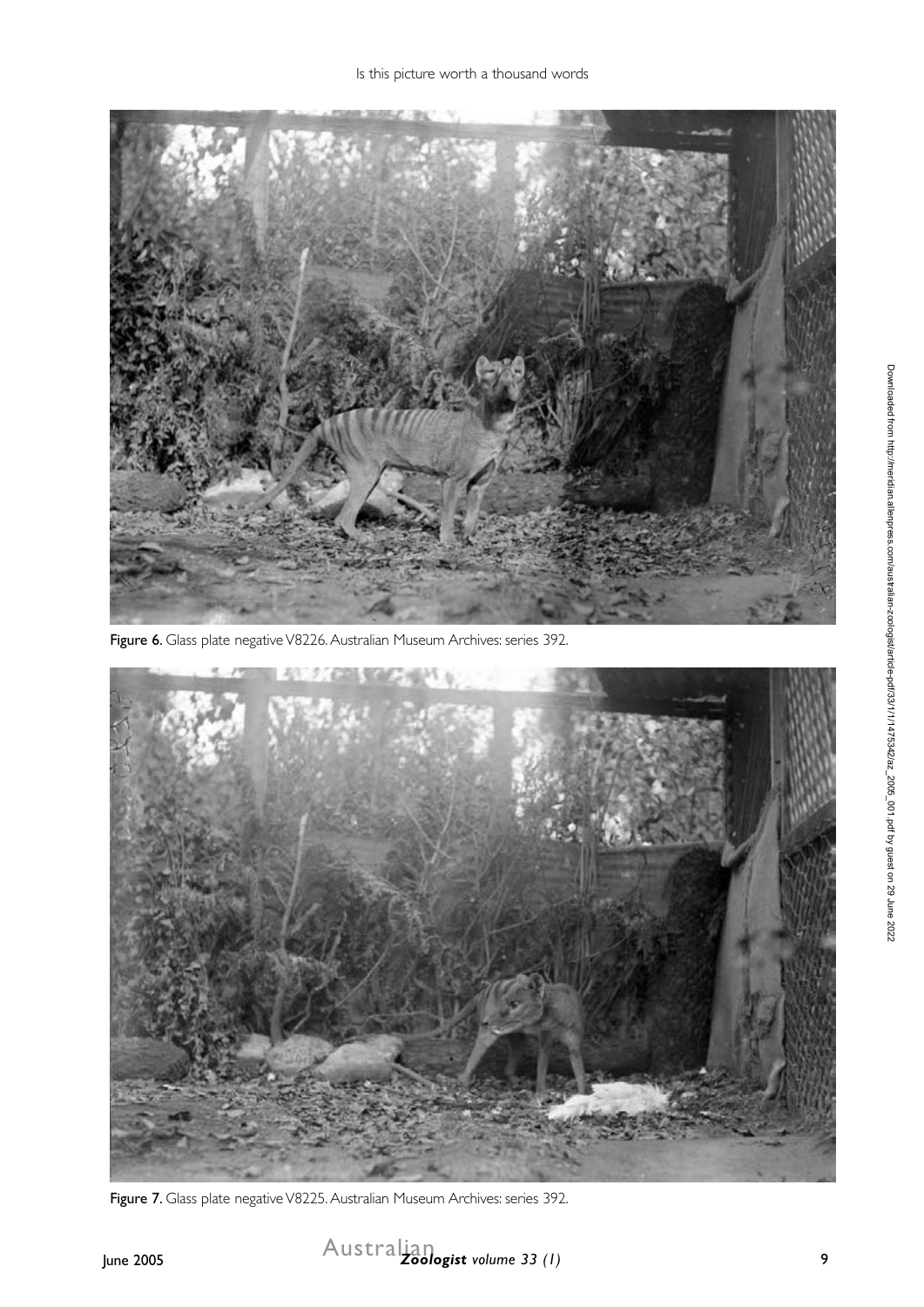Figure 6. Glass plate negative V8226. Australian Museum Archives: series 392.

Figure 7. Glass plate negative V8225. Australian Museum Archives: series 392.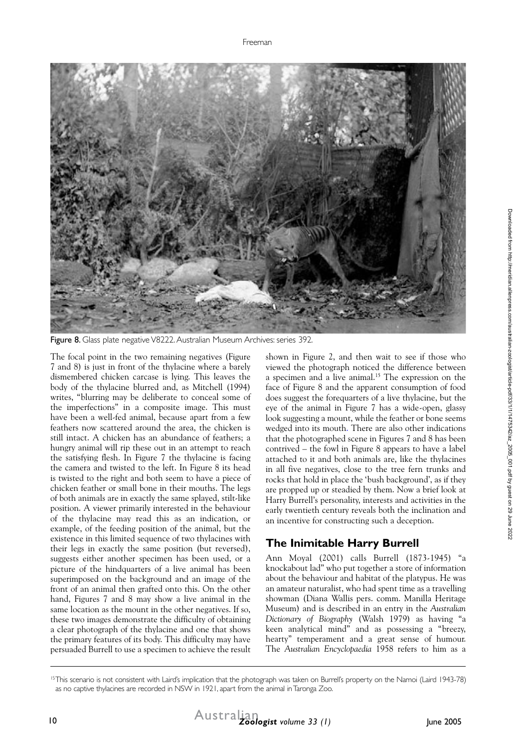Figure 8. Glass plate negative V8222. Australian Museum Archives: series 392.

The focal point in the two remaining negatives (Figure 7 and 8) is just in front of the thylacine where a barely dismembered chicken carcase is lying. This leaves the body of the thylacine blurred and, as Mitchell (1994) writes, "blurring may be deliberate to conceal some of the imperfections" in a composite image. This must have been a well-fed animal, because apart from a few feathers now scattered around the area, the chicken is still intact. A chicken has an abundance of feathers; a hungry animal will rip these out in an attempt to reach the satisfying flesh. In Figure 7 the thylacine is facing the camera and twisted to the left. In Figure 8 its head is twisted to the right and both seem to have a piece of chicken feather or small bone in their mouths. The legs of both animals are in exactly the same splayed, stilt-like position. A viewer primarily interested in the behaviour of the thylacine may read this as an indication, or example, of the feeding position of the animal, but the existence in this limited sequence of two thylacines with their legs in exactly the same position (but reversed), suggests either another specimen has been used, or a picture of the hindquarters of a live animal has been superimposed on the background and an image of the front of an animal then grafted onto this. On the other hand, Figures 7 and 8 may show a live animal in the same location as the mount in the other negatives. If so, these two images demonstrate the difficulty of obtaining a clear photograph of the thylacine and one that shows the primary features of its body. This difficulty may have persuaded Burrell to use a specimen to achieve the result shown in Figure 2, and then wait to see if those who viewed the photograph noticed the difference between a specimen and a live animal.[15] The expression on the face of Figure 8 and the apparent consumption of food does suggest the forequarters of a live thylacine, but the eye of the animal in Figure 7 has a wide-open, glassy look suggesting a mount, while the feather or bone seems wedged into its mouth. There are also other indications that the photographed scene in Figures 7 and 8 has been contrived – the fowl in Figure 8 appears to have a label attached to it and both animals are, like the thylacines in all five negatives, close to the tree fern trunks and rocks that hold in place the 'bush background', as if they are propped up or steadied by them. Now a brief look at Harry Burrell's personality, interests and activities in the early twentieth century reveals both the inclination and an incentive for constructing such a deception.

## The Inimitable Harry Burrell

Ann Moyal (2001) calls Burrell (1873-1945) "a knockabout lad" who put together a store of information about the behaviour and habitat of the platypus. He was an amateur naturalist, who had spent time as a travelling showman (Diana Wallis pers. comm. Manilla Heritage Museum) and is described in an entry in the *Australian Dictionary of Biography* (Walsh 1979) as having "a keen analytical mind" and as possessing a "breezy, hearty" temperament and a great sense of humour. The *Australian Encyclopaedia* 1958 refers to him as a

[15] This scenario is not consistent with Laird's implication that the photograph was taken on Burrell's property on the Namoi (Laird 1943-78) as no captive thylacines are recorded in NSW in 1921, apart from the animal in Taronga Zoo.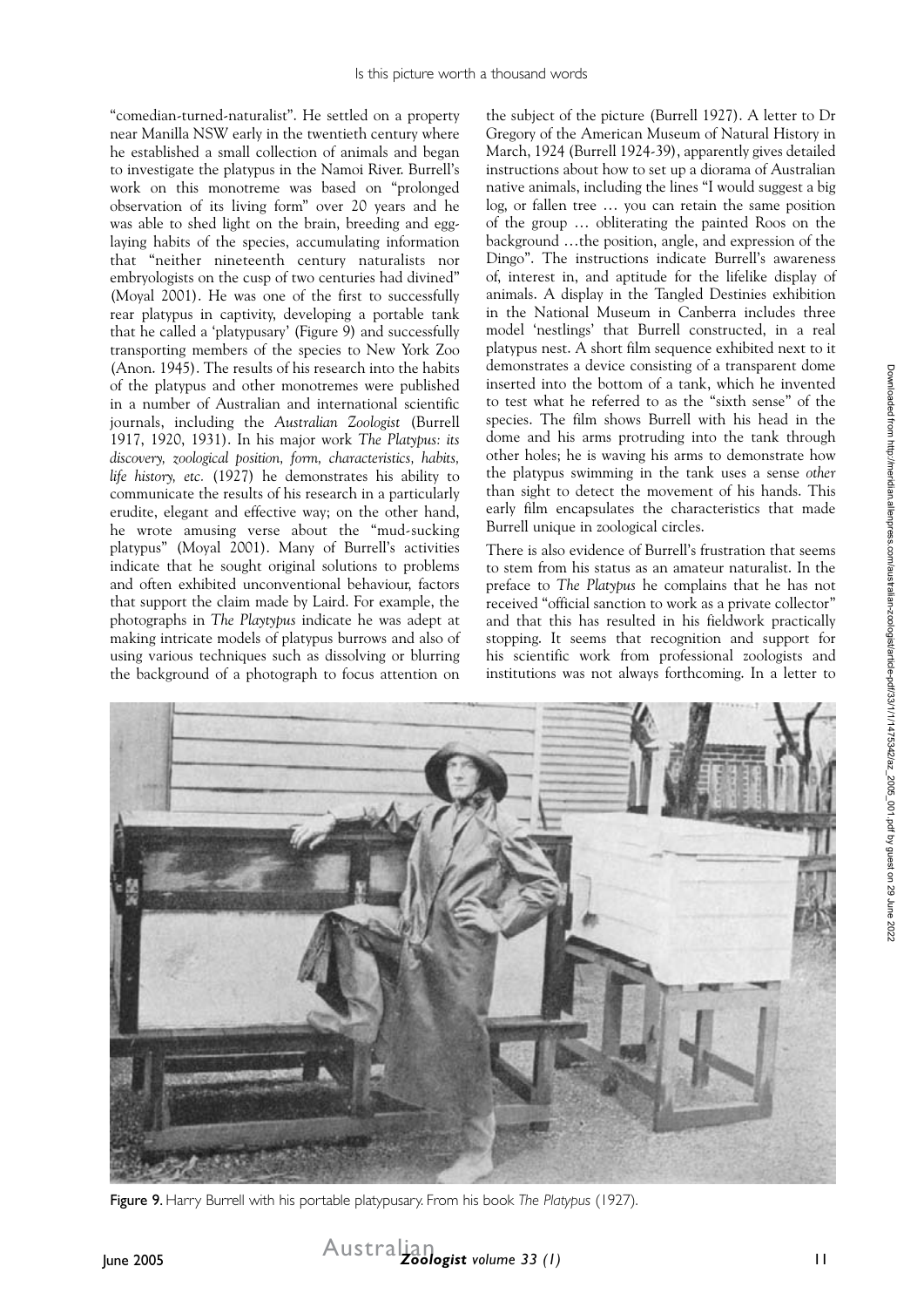"comedian-turned-naturalist". He settled on a property near Manilla NSW early in the twentieth century where he established a small collection of animals and began to investigate the platypus in the Namoi River. Burrell's work on this monotreme was based on "prolonged observation of its living form" over 20 years and he was able to shed light on the brain, breeding and egg-laying habits of the species, accumulating information that "neither nineteenth century naturalists nor embryologists on the cusp of two centuries had divined" (Moyal 2001). He was one of the first to successfully rear platypus in captivity, developing a portable tank that he called a 'platypusary' (Figure 9) and successfully transporting members of the species to New York Zoo (Anon. 1945). The results of his research into the habits of the platypus and other monotremes were published in a number of Australian and international scientific journals, including the *Australian Zoologist* (Burrell 1917, 1920, 1931). In his major work *The Platypus: its discovery, zoological position, form, characteristics, habits, life history, etc.* (1927) he demonstrates his ability to communicate the results of his research in a particularly erudite, elegant and effective way; on the other hand, he wrote amusing verse about the "mud-sucking platypus" (Moyal 2001). Many of Burrell's activities indicate that he sought original solutions to problems and often exhibited unconventional behaviour, factors that support the claim made by Laird. For example, the photographs in *The Playtypus* indicate he was adept at making intricate models of platypus burrows and also of using various techniques such as dissolving or blurring the background of a photograph to focus attention on the subject of the picture (Burrell 1927). A letter to Dr Gregory of the American Museum of Natural History in March, 1924 (Burrell 1924-39), apparently gives detailed instructions about how to set up a diorama of Australian native animals, including the lines "I would suggest a big log, or fallen tree … you can retain the same position of the group … obliterating the painted Roos on the background …the position, angle, and expression of the Dingo". The instructions indicate Burrell's awareness of, interest in, and aptitude for the lifelike display of animals. A display in the Tangled Destinies exhibition in the National Museum in Canberra includes three model 'nestlings' that Burrell constructed, in a real platypus nest. A short film sequence exhibited next to it demonstrates a device consisting of a transparent dome inserted into the bottom of a tank, which he invented to test what he referred to as the "sixth sense" of the species. The film shows Burrell with his head in the dome and his arms protruding into the tank through other holes; he is waving his arms to demonstrate how the platypus swimming in the tank uses a sense *other* than sight to detect the movement of his hands. This early film encapsulates the characteristics that made Burrell unique in zoological circles.

There is also evidence of Burrell's frustration that seems to stem from his status as an amateur naturalist. In the preface to *The Platypus* he complains that he has not received "official sanction to work as a private collector" and that this has resulted in his fieldwork practically stopping. It seems that recognition and support for his scientific work from professional zoologists and institutions was not always forthcoming. In a letter to

**Figure 9.** Harry Burrell with his portable platypusary. From his book *The Platypus* (1927).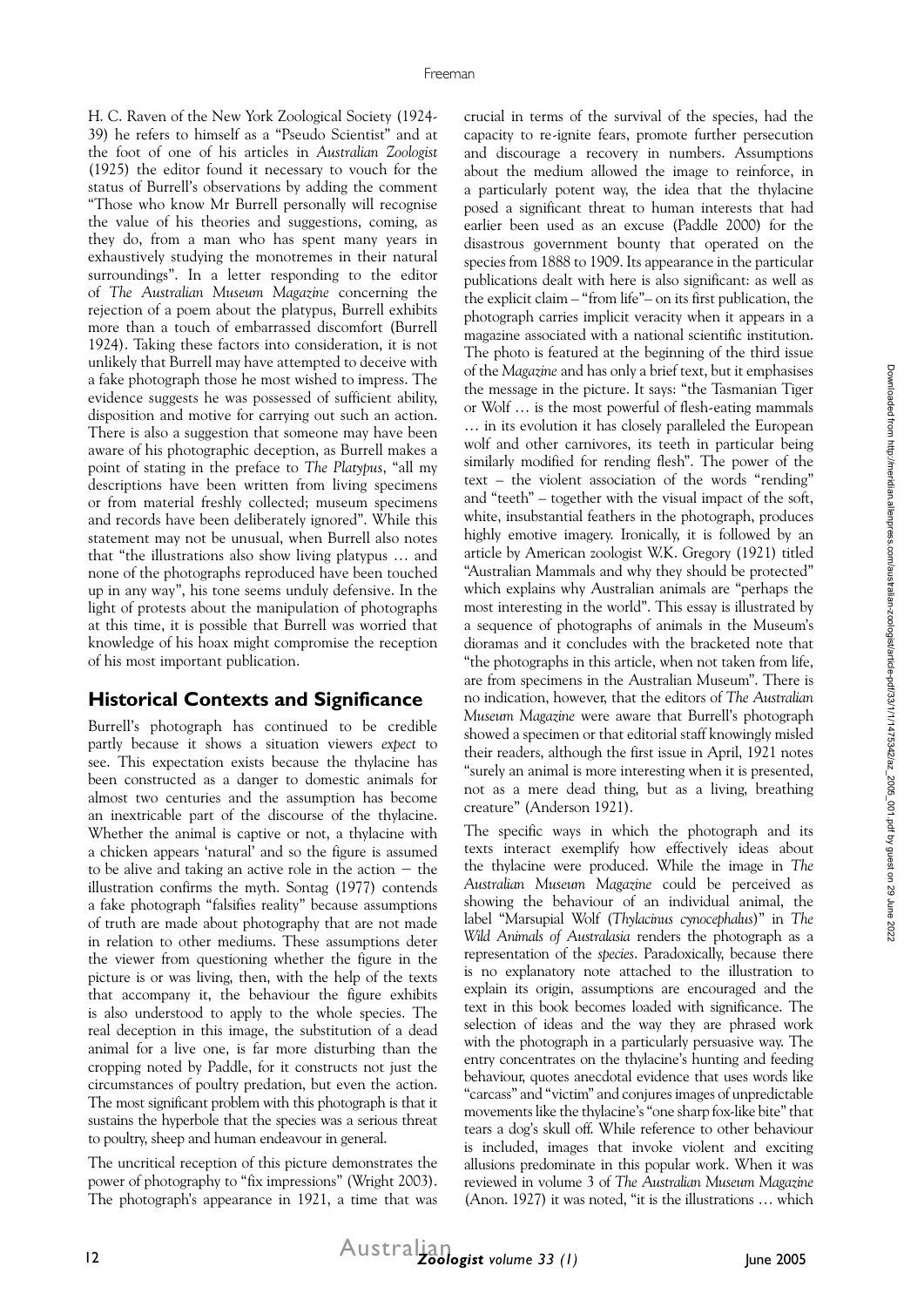H. C. Raven of the New York Zoological Society (1924-39) he refers to himself as a "Pseudo Scientist" and at the foot of one of his articles in *Australian Zoologist* (1925) the editor found it necessary to vouch for the status of Burrell's observations by adding the comment "Those who know Mr Burrell personally will recognise the value of his theories and suggestions, coming, as they do, from a man who has spent many years in exhaustively studying the monotremes in their natural surroundings". In a letter responding to the editor of *The Australian Museum Magazine* concerning the rejection of a poem about the platypus, Burrell exhibits more than a touch of embarrassed discomfort (Burrell 1924). Taking these factors into consideration, it is not unlikely that Burrell may have attempted to deceive with a fake photograph those he most wished to impress. The evidence suggests he was possessed of sufficient ability, disposition and motive for carrying out such an action. There is also a suggestion that someone may have been aware of his photographic deception, as Burrell makes a point of stating in the preface to *The Platypus*, "all my descriptions have been written from living specimens or from material freshly collected; museum specimens and records have been deliberately ignored". While this statement may not be unusual, when Burrell also notes that "the illustrations also show living platypus … and none of the photographs reproduced have been touched up in any way", his tone seems unduly defensive. In the light of protests about the manipulation of photographs at this time, it is possible that Burrell was worried that knowledge of his hoax might compromise the reception of his most important publication.

## Historical Contexts and Significance

Burrell's photograph has continued to be credible partly because it shows a situation viewers *expect* to see. This expectation exists because the thylacine has been constructed as a danger to domestic animals for almost two centuries and the assumption has become an inextricable part of the discourse of the thylacine. Whether the animal is captive or not, a thylacine with a chicken appears 'natural' and so the figure is assumed to be alive and taking an active role in the action – the illustration confirms the myth. Sontag (1977) contends a fake photograph "falsifies reality" because assumptions of truth are made about photography that are not made in relation to other mediums. These assumptions deter the viewer from questioning whether the figure in the picture is or was living, then, with the help of the texts that accompany it, the behaviour the figure exhibits is also understood to apply to the whole species. The real deception in this image, the substitution of a dead animal for a live one, is far more disturbing than the cropping noted by Paddle, for it constructs not just the circumstances of poultry predation, but even the action. The most significant problem with this photograph is that it sustains the hyperbole that the species was a serious threat to poultry, sheep and human endeavour in general.

The uncritical reception of this picture demonstrates the power of photography to "fix impressions" (Wright 2003). The photograph's appearance in 1921, a time that was crucial in terms of the survival of the species, had the capacity to re-ignite fears, promote further persecution and discourage a recovery in numbers. Assumptions about the medium allowed the image to reinforce, in a particularly potent way, the idea that the thylacine posed a significant threat to human interests that had earlier been used as an excuse (Paddle 2000) for the disastrous government bounty that operated on the species from 1888 to 1909. Its appearance in the particular publications dealt with here is also significant: as well as the explicit claim – "from life"– on its first publication, the photograph carries implicit veracity when it appears in a magazine associated with a national scientific institution. The photo is featured at the beginning of the third issue of the *Magazine* and has only a brief text, but it emphasises the message in the picture. It says: "the Tasmanian Tiger or Wolf … is the most powerful of flesh-eating mammals … in its evolution it has closely paralleled the European wolf and other carnivores, its teeth in particular being similarly modified for rending flesh". The power of the text – the violent association of the words "rending" and "teeth" – together with the visual impact of the soft, white, insubstantial feathers in the photograph, produces highly emotive imagery. Ironically, it is followed by an article by American zoologist W.K. Gregory (1921) titled "Australian Mammals and why they should be protected" which explains why Australian animals are "perhaps the most interesting in the world". This essay is illustrated by a sequence of photographs of animals in the Museum's dioramas and it concludes with the bracketed note that "the photographs in this article, when not taken from life, are from specimens in the Australian Museum". There is no indication, however, that the editors of *The Australian Museum Magazine* were aware that Burrell's photograph showed a specimen or that editorial staff knowingly misled their readers, although the first issue in April, 1921 notes "surely an animal is more interesting when it is presented, not as a mere dead thing, but as a living, breathing creature" (Anderson 1921).

The specific ways in which the photograph and its texts interact exemplify how effectively ideas about the thylacine were produced. While the image in *The Australian Museum Magazine* could be perceived as showing the behaviour of an individual animal, the label "Marsupial Wolf (*Thylacinus cynocephalus*)" in *The Wild Animals of Australasia* renders the photograph as a representation of the *species*. Paradoxically, because there is no explanatory note attached to the illustration to explain its origin, assumptions are encouraged and the text in this book becomes loaded with significance. The selection of ideas and the way they are phrased work with the photograph in a particularly persuasive way. The entry concentrates on the thylacine's hunting and feeding behaviour, quotes anecdotal evidence that uses words like "carcass" and "victim" and conjures images of unpredictable movements like the thylacine's "one sharp fox-like bite" that tears a dog's skull off. While reference to other behaviour is included, images that invoke violent and exciting allusions predominate in this popular work. When it was reviewed in volume 3 of *The Australian Museum Magazine* (Anon. 1927) it was noted, "it is the illustrations … which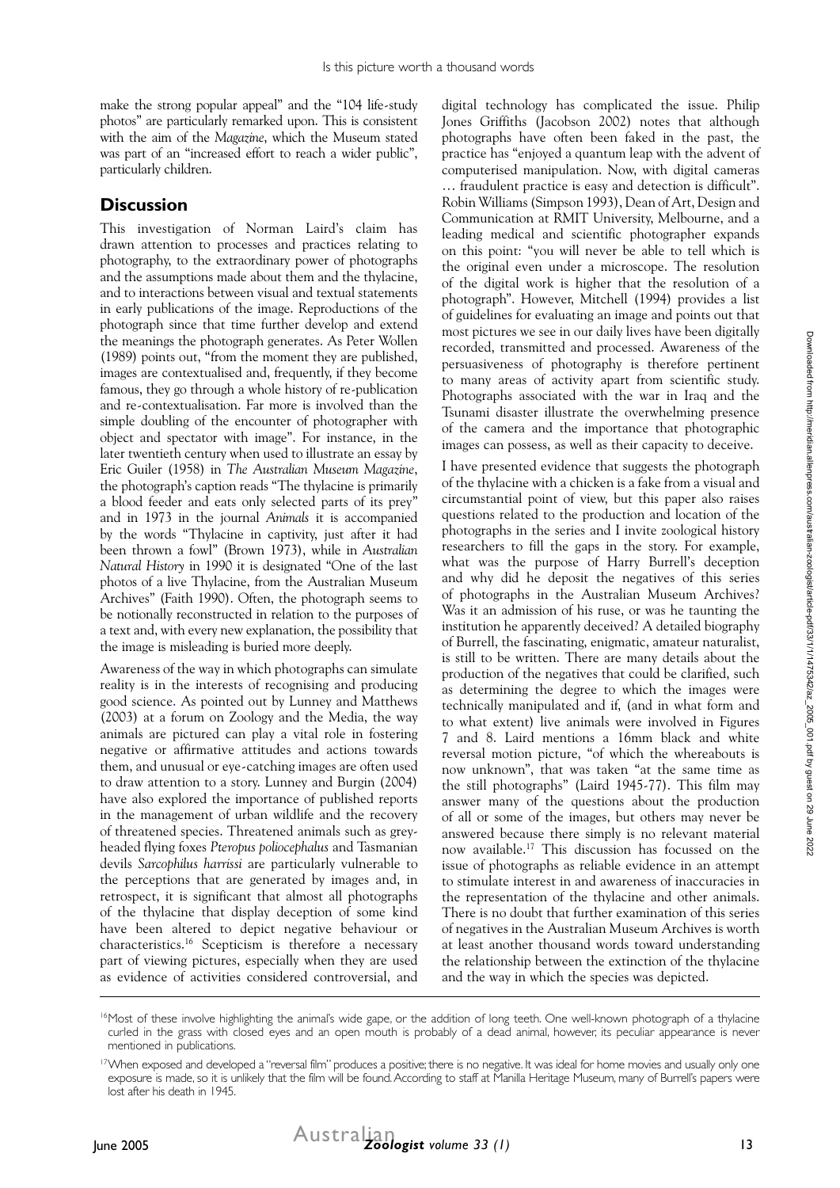make the strong popular appeal" and the "104 life-study photos" are particularly remarked upon. This is consistent with the aim of the *Magazine*, which the Museum stated was part of an "increased effort to reach a wider public", particularly children.

## Discussion

This investigation of Norman Laird's claim has drawn attention to processes and practices relating to photography, to the extraordinary power of photographs and the assumptions made about them and the thylacine, and to interactions between visual and textual statements in early publications of the image. Reproductions of the photograph since that time further develop and extend the meanings the photograph generates. As Peter Wollen (1989) points out, "from the moment they are published, images are contextualised and, frequently, if they become famous, they go through a whole history of re-publication and re-contextualisation. Far more is involved than the simple doubling of the encounter of photographer with object and spectator with image". For instance, in the later twentieth century when used to illustrate an essay by Eric Guiler (1958) in *The Australian Museum Magazine*, the photograph's caption reads "The thylacine is primarily a blood feeder and eats only selected parts of its prey" and in 1973 in the journal *Animals* it is accompanied by the words "Thylacine in captivity, just after it had been thrown a fowl" (Brown 1973), while in *Australian Natural History* in 1990 it is designated "One of the last photos of a live Thylacine, from the Australian Museum Archives" (Faith 1990). Often, the photograph seems to be notionally reconstructed in relation to the purposes of a text and, with every new explanation, the possibility that the image is misleading is buried more deeply.

Awareness of the way in which photographs can simulate reality is in the interests of recognising and producing good science. As pointed out by Lunney and Matthews (2003) at a forum on Zoology and the Media, the way animals are pictured can play a vital role in fostering negative or affirmative attitudes and actions towards them, and unusual or eye-catching images are often used to draw attention to a story. Lunney and Burgin (2004) have also explored the importance of published reports in the management of urban wildlife and the recovery of threatened species. Threatened animals such as grey-headed flying foxes *Pteropus poliocephalus* and Tasmanian devils *Sarcophilus harrissi* are particularly vulnerable to the perceptions that are generated by images and, in retrospect, it is significant that almost all photographs of the thylacine that display deception of some kind have been altered to depict negative behaviour or characteristics.[16] Scepticism is therefore a necessary part of viewing pictures, especially when they are used as evidence of activities considered controversial, and digital technology has complicated the issue. Philip Jones Griffiths (Jacobson 2002) notes that although photographs have often been faked in the past, the practice has "enjoyed a quantum leap with the advent of computerised manipulation. Now, with digital cameras … fraudulent practice is easy and detection is difficult". Robin Williams (Simpson 1993), Dean of Art, Design and Communication at RMIT University, Melbourne, and a leading medical and scientific photographer expands on this point: "you will never be able to tell which is the original even under a microscope. The resolution of the digital work is higher that the resolution of a photograph". However, Mitchell (1994) provides a list of guidelines for evaluating an image and points out that most pictures we see in our daily lives have been digitally recorded, transmitted and processed. Awareness of the persuasiveness of photography is therefore pertinent to many areas of activity apart from scientific study. Photographs associated with the war in Iraq and the Tsunami disaster illustrate the overwhelming presence of the camera and the importance that photographic images can possess, as well as their capacity to deceive.

I have presented evidence that suggests the photograph of the thylacine with a chicken is a fake from a visual and circumstantial point of view, but this paper also raises questions related to the production and location of the photographs in the series and I invite zoological history researchers to fill the gaps in the story. For example, what was the purpose of Harry Burrell's deception and why did he deposit the negatives of this series of photographs in the Australian Museum Archives? Was it an admission of his ruse, or was he taunting the institution he apparently deceived? A detailed biography of Burrell, the fascinating, enigmatic, amateur naturalist, is still to be written. There are many details about the production of the negatives that could be clarified, such as determining the degree to which the images were technically manipulated and if, (and in what form and to what extent) live animals were involved in Figures 7 and 8. Laird mentions a 16mm black and white reversal motion picture, "of which the whereabouts is now unknown", that was taken "at the same time as the still photographs" (Laird 1945-77). This film may answer many of the questions about the production of all or some of the images, but others may never be answered because there simply is no relevant material now available.[17] This discussion has focussed on the issue of photographs as reliable evidence in an attempt to stimulate interest in and awareness of inaccuracies in the representation of the thylacine and other animals. There is no doubt that further examination of this series of negatives in the Australian Museum Archives is worth at least another thousand words toward understanding the relationship between the extinction of the thylacine and the way in which the species was depicted.

[16] Most of these involve highlighting the animal's wide gape, or the addition of long teeth. One well-known photograph of a thylacine curled in the grass with closed eyes and an open mouth is probably of a dead animal, however, its peculiar appearance is never mentioned in publications.

[17] When exposed and developed a "reversal film" produces a positive; there is no negative. It was ideal for home movies and usually only one exposure is made, so it is unlikely that the film will be found. According to staff at Manilla Heritage Museum, many of Burrell's papers were lost after his death in 1945.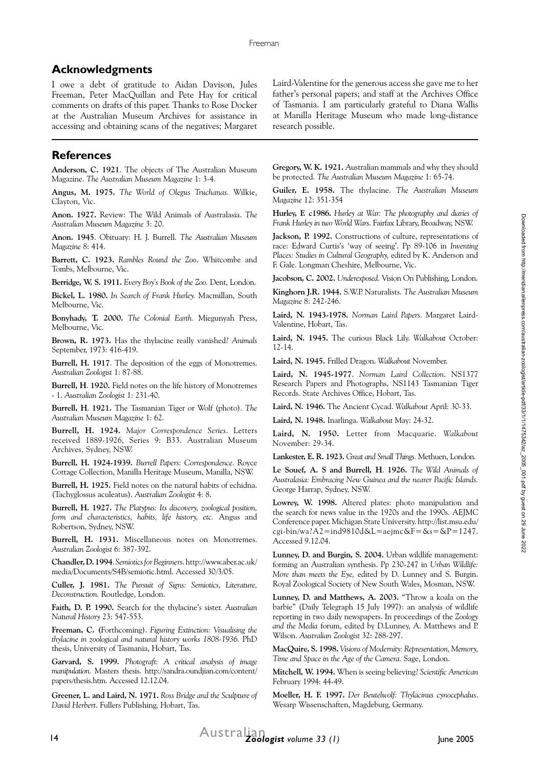## Acknowledgments

I owe a debt of gratitude to Aidan Davison, Jules Freeman, Peter MacQuillan and Pete Hay for critical comments on drafts of this paper. Thanks to Rose Docker at the Australian Museum Archives for assistance in accessing and obtaining scans of the negatives; Margaret Laird-Valentine for the generous access she gave me to her father's personal papers; and staff at the Archives Office of Tasmania. I am particularly grateful to Diana Wallis at Manilla Heritage Museum who made long-distance research possible.

## References

**Anderson, C. 1921**. The objects of The Australian Museum Magazine. *The Australian Museum Magazine* 1: 3-4.

**Angus, M. 1975.** *The World of Olegus Truchanas.* Wilkie, Clayton, Vic.

**Anon. 1927.** Review: The Wild Animals of Australasia. *The Australian Museum Magazine* 3: 20.

**Anon. 1945**. Obituary: H. J. Burrell. *The Australian Museum Magazine* 8: 414.

**Barrett, C. 1923.** *Rambles Round the Zoo.* Whitcombe and Tombs, Melbourne, Vic.

**Berridge, W. S. 1911.** *Every Boy's Book of the Zoo.* Dent, London.

**Bickel, L. 1980.** *In Search of Frank Hurley.* Macmillan, South Melbourne, Vic.

**Bonyhady, T. 2000.** *The Colonial Earth.* Miegunyah Press, Melbourne, Vic.

**Brown, R. 1973.** Has the thylacine really vanished? *Animals* September, 1973: 416-419.

**Burrell, H. 1917**. The deposition of the eggs of Monotremes. *Australian Zoologist* 1: 87-88.

**Burrell, H. 1920.** Field notes on the life history of Monotremes - 1. *Australian Zoologist* 1: 231-40.

**Burrell, H. 1921.** The Tasmanian Tiger or Wolf (photo). *The Australian Museum Magazine* 1: 62.

**Burrell, H. 1924.** *Major Correspondence Series*. Letters received 1889-1926, Series 9: B33. Australian Museum Archives, Sydney, NSW.

**Burrell, H. 1924-1939.** *Burrell Papers: Correspondence.* Royce Cottage Collection, Manilla Heritage Museum, Manilla, NSW.

**Burrell, H. 1925.** Field notes on the natural habits of echidna. (Tachyglossus aculeatus). *Australian Zoologist* 4: 8.

**Burrell, H. 1927.** *The Platypus: Its discovery, zoological position, form and characteristics, habits, life history, etc.* Angus and Robertson, Sydney, NSW.

**Burrell, H. 1931.** Miscellaneous notes on Monotremes. *Australian Zoologist* 6: 387-392.

**Chandler, D. 1994**. *Semiotics for Beginners*. http://www.aber.ac.uk/media/Documents/S4B/semiotic.html. Accessed 30/3/05.

**Culler, J. 1981.** *The Pursuit of Signs: Semiotics, Literature, Deconstruction.* Routledge, London.

**Faith, D. P. 1990.** Search for the thylacine's sister. *Australian Natural History* 23: 547-553.

**Freeman, C. (**Forthcoming). *Figuring Extinction: Visualising the thylacine in zoological and natural history works 1808-1936.* PhD thesis, University of Tasmania, Hobart, Tas.

**Garvard, S. 1999.** *Photograft: A critical analysis of image manipulation.* Masters thesis. http://sandra.oundjian.com/content/papers/thesis.htm. Accessed 12.12.04.

**Greener, L. and Laird, N. 1971.** *Ross Bridge and the Sculpture of David Herbert*. Fullers Publishing, Hobart, Tas.

**Gregory, W. K. 1921.** Australian mammals and why they should be protected. *The Australian Museum Magazine* 1: 65-74.

**Guiler, E. 1958.** The thylacine. *The Australian Museum Magazine* 12: 351-354

**Hurley, F. c1986.** *Hurley at War: The photography and diaries of Frank Hurley in two World Wars*. Fairfax Library, Broadway, NSW.

**Jackson, P. 1992.** Constructions of culture, representations of race: Edward Curtis's 'way of seeing'. Pp 89-106 in *Inventing Places: Studies in Cultural Geography,* edited by K. Anderson and F. Gale. Longman Cheshire, Melbourne, Vic.

**Jacobson, C. 2002.** *Underexposed.* Vision On Publishing, London.

**Kinghorn J.R. 1944.** S.W.P. Naturalists. *The Australian Museum Magazine* 8: 242-246.

**Laird, N. 1943-1978.** *Norman Laird Papers.* Margaret Laird-Valentine, Hobart, Tas.

**Laird, N. 1945.** The curious Black Lily. *Walkabout* October: 12-14.

**Laird, N. 1945.** Frilled Dragon. *Walkabout* November.

**Laird, N. 1945-1977**. *Norman Laird Collection*. NS1377 Research Papers and Photographs, NS1143 Tasmanian Tiger Records. State Archives Office, Hobart, Tas.

**Laird, N. 1946.** The Ancient Cycad. *Walkabout* April: 30-33.

**Laird, N. 1948.** Inarlinga. *Walkabout* May: 24-32.

**Laird, N. 1950.** Letter from Macquarie. *Walkabout* November: 29-34.

**Lankester, E. R. 1923.** *Great and Small Things.* Methuen, London.

**Le Souef, A. S and Burrell, H. 1926.** *The Wild Animals of Australasia: Embracing New Guinea and the nearer Pacific Islands.* George Harrap, Sydney, NSW.

**Lowrey, W. 1998.** Altered plates: photo manipulation and the search for news value in the 1920s and the 1990s. AEJMC Conference paper. Michigan State University. http://list.msu.edu/cgi-bin/wa?A2=ind9810d&L=aejmc&F=&s=&P=1247. Accessed 9.12.04.

**Lunney, D. and Burgin, S. 2004.** Urban wildlife management: forming an Australian synthesis. Pp 230-247 in *Urban Wildlife: More than meets the Eye,* edited by D. Lunney and S. Burgin. Royal Zoological Society of New South Wales, Mosman, NSW.

**Lunney, D. and Matthews, A. 2003.** "Throw a koala on the barbie" (Daily Telegraph 15 July 1997): an analysis of wildlife reporting in two daily newspapers. In proceedings of the *Zoology and the Media* forum, edited by D.Lunney, A. Matthews and P. Wilson. *Australian Zoologist* 32: 288-297.

**MacQuire, S. 1998.** *Visions of Modernity: Representation, Memory, Time and Space in the Age of the Camera.* Sage, London.

**Mitchell, W. 1994.** When is seeing believing? *Scientific American* February 1994: 44-49.

**Moeller, H. F. 1997.** *Der Beutelwolf: Thylacinus cynocephalus*. Wesarp Wissenschaften, Magdeburg, Germany.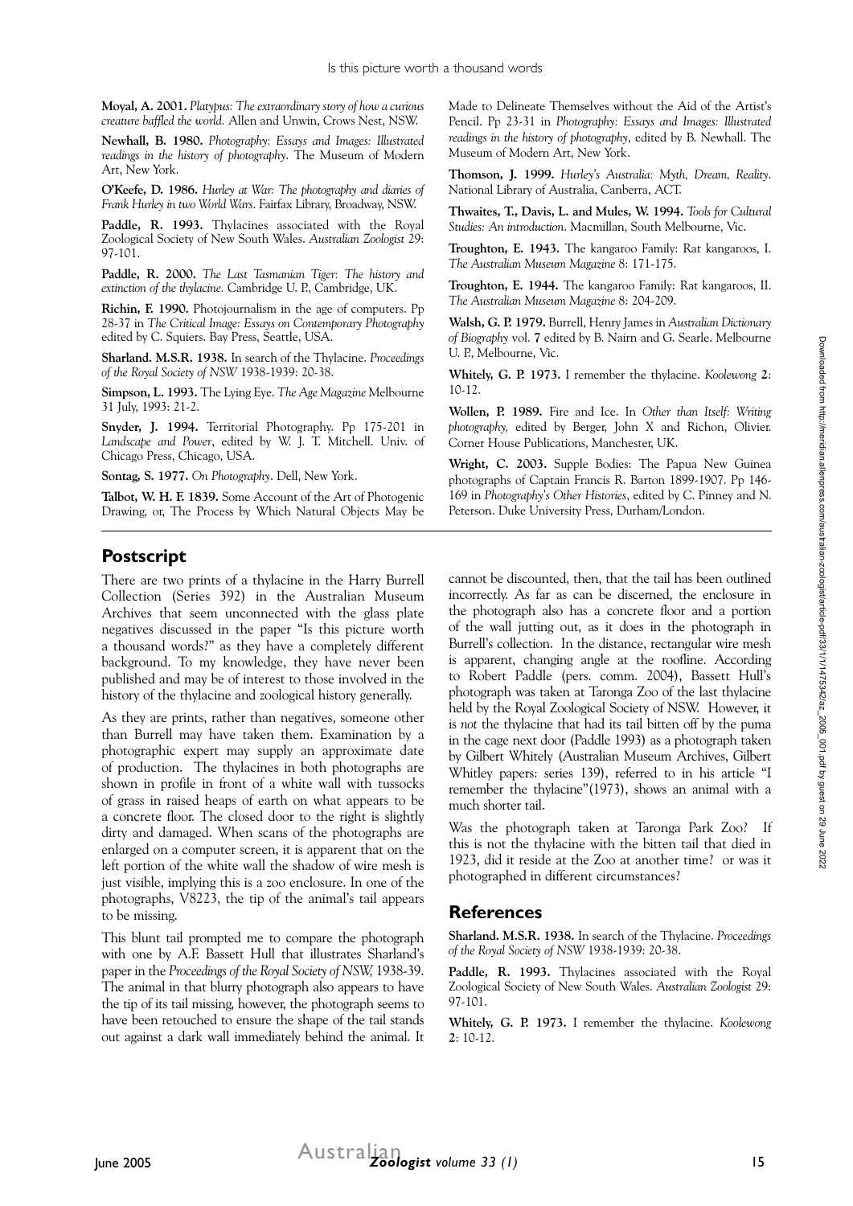**Moyal, A. 2001.** *Platypus: The extraordinary story of how a curious creature baffled the world.* Allen and Unwin, Crows Nest, NSW.

**Newhall, B. 1980.** *Photography: Essays and Images: Illustrated readings in the history of photography*. The Museum of Modern Art, New York.

**O'Keefe, D. 1986.** *Hurley at War: The photography and diaries of Frank Hurley in two World Wars*. Fairfax Library, Broadway, NSW.

**Paddle, R. 1993.** Thylacines associated with the Royal Zoological Society of New South Wales. *Australian Zoologist* 29: 97-101.

**Paddle, R. 2000.** *The Last Tasmanian Tiger: The history and extinction of the thylacine.* Cambridge U. P., Cambridge, UK.

**Richin, F. 1990.** Photojournalism in the age of computers. Pp 28-37 in *The Critical Image: Essays on Contemporary Photography* edited by C. Squiers. Bay Press, Seattle, USA.

**Sharland. M.S.R. 1938.** In search of the Thylacine. *Proceedings of the Royal Society of NSW* 1938-1939: 20-38.

**Simpson, L. 1993.** The Lying Eye. *The Age Magazine* Melbourne 31 July, 1993: 21-2.

**Snyder, J. 1994.** Territorial Photography. Pp 175-201 in *Landscape and Power*, edited by W. J. T. Mitchell. Univ. of Chicago Press, Chicago, USA.

**Sontag, S. 1977.** *On Photography*. Dell, New York.

**Talbot, W. H. F. 1839.** Some Account of the Art of Photogenic Drawing, or, The Process by Which Natural Objects May be Made to Delineate Themselves without the Aid of the Artist's Pencil. Pp 23-31 in *Photography: Essays and Images: Illustrated readings in the history of photography*, edited by B. Newhall. The Museum of Modern Art, New York.

**Thomson, J. 1999.** *Hurley's Australia: Myth, Dream, Reality*. National Library of Australia, Canberra, ACT.

**Thwaites, T., Davis, L. and Mules, W. 1994.** *Tools for Cultural Studies: An introduction*. Macmillan, South Melbourne, Vic.

**Troughton, E. 1943.** The kangaroo Family: Rat kangaroos, I. *The Australian Museum Magazine* 8: 171-175.

**Troughton, E. 1944.** The kangaroo Family: Rat kangaroos, II. *The Australian Museum Magazine* 8: 204-209.

**Walsh, G. P. 1979.** Burrell, Henry James in *Australian Dictionary of Biography* vol. **7** edited by B. Nairn and G. Searle. Melbourne U. P., Melbourne, Vic.

**Whitely, G. P. 1973.** I remember the thylacine. *Koolewong* **2**: 10-12.

**Wollen, P. 1989.** Fire and Ice. In *Other than Itself: Writing photography,* edited by Berger, John X and Richon, Olivier. Corner House Publications, Manchester, UK.

**Wright, C. 2003.** Supple Bodies: The Papua New Guinea photographs of Captain Francis R. Barton 1899-1907. Pp 146-169 in *Photography's Other Histories*, edited by C. Pinney and N. Peterson. Duke University Press, Durham/London.

## Postscript

There are two prints of a thylacine in the Harry Burrell Collection (Series 392) in the Australian Museum Archives that seem unconnected with the glass plate negatives discussed in the paper "Is this picture worth a thousand words?" as they have a completely different background. To my knowledge, they have never been published and may be of interest to those involved in the history of the thylacine and zoological history generally.

As they are prints, rather than negatives, someone other than Burrell may have taken them. Examination by a photographic expert may supply an approximate date of production. The thylacines in both photographs are shown in profile in front of a white wall with tussocks of grass in raised heaps of earth on what appears to be a concrete floor. The closed door to the right is slightly dirty and damaged. When scans of the photographs are enlarged on a computer screen, it is apparent that on the left portion of the white wall the shadow of wire mesh is just visible, implying this is a zoo enclosure. In one of the photographs, V8223, the tip of the animal's tail appears to be missing.

This blunt tail prompted me to compare the photograph with one by A.F. Bassett Hull that illustrates Sharland's paper in the *Proceedings of the Royal Society of NSW,* 1938-39. The animal in that blurry photograph also appears to have the tip of its tail missing, however, the photograph seems to have been retouched to ensure the shape of the tail stands out against a dark wall immediately behind the animal. It cannot be discounted, then, that the tail has been outlined incorrectly. As far as can be discerned, the enclosure in the photograph also has a concrete floor and a portion of the wall jutting out, as it does in the photograph in Burrell's collection. In the distance, rectangular wire mesh is apparent, changing angle at the roofline. According to Robert Paddle (pers. comm. 2004), Bassett Hull's photograph was taken at Taronga Zoo of the last thylacine held by the Royal Zoological Society of NSW. However, it is *not* the thylacine that had its tail bitten off by the puma in the cage next door (Paddle 1993) as a photograph taken by Gilbert Whitely (Australian Museum Archives, Gilbert Whitley papers: series 139), referred to in his article "I remember the thylacine"(1973), shows an animal with a much shorter tail.

Was the photograph taken at Taronga Park Zoo? If this is not the thylacine with the bitten tail that died in 1923, did it reside at the Zoo at another time? or was it photographed in different circumstances?

## References

**Sharland. M.S.R. 1938.** In search of the Thylacine. *Proceedings of the Royal Society of NSW* 1938-1939: 20-38.

**Paddle, R. 1993.** Thylacines associated with the Royal Zoological Society of New South Wales. *Australian Zoologist* 29: 97-101.

**Whitely, G. P. 1973.** I remember the thylacine. *Koolewong* **2**: 10-12.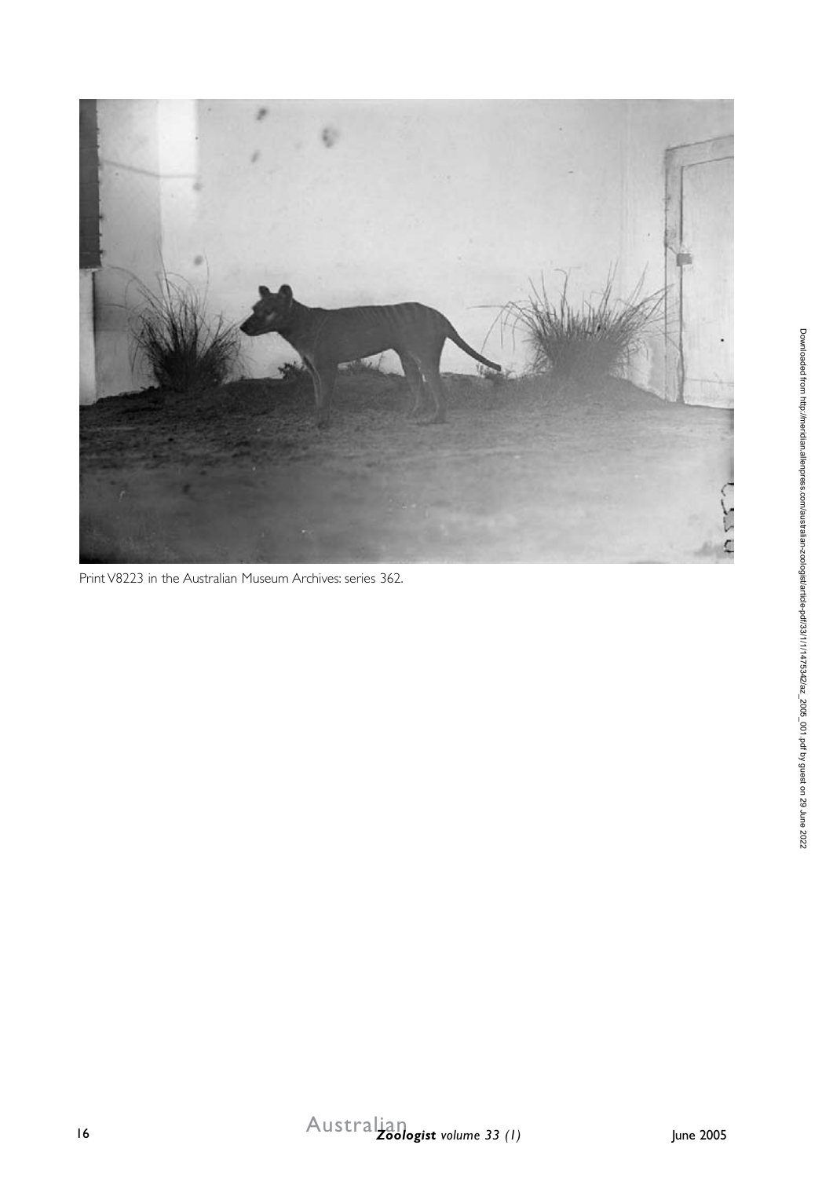Print V8223 in the Australian Museum Archives: series 362.